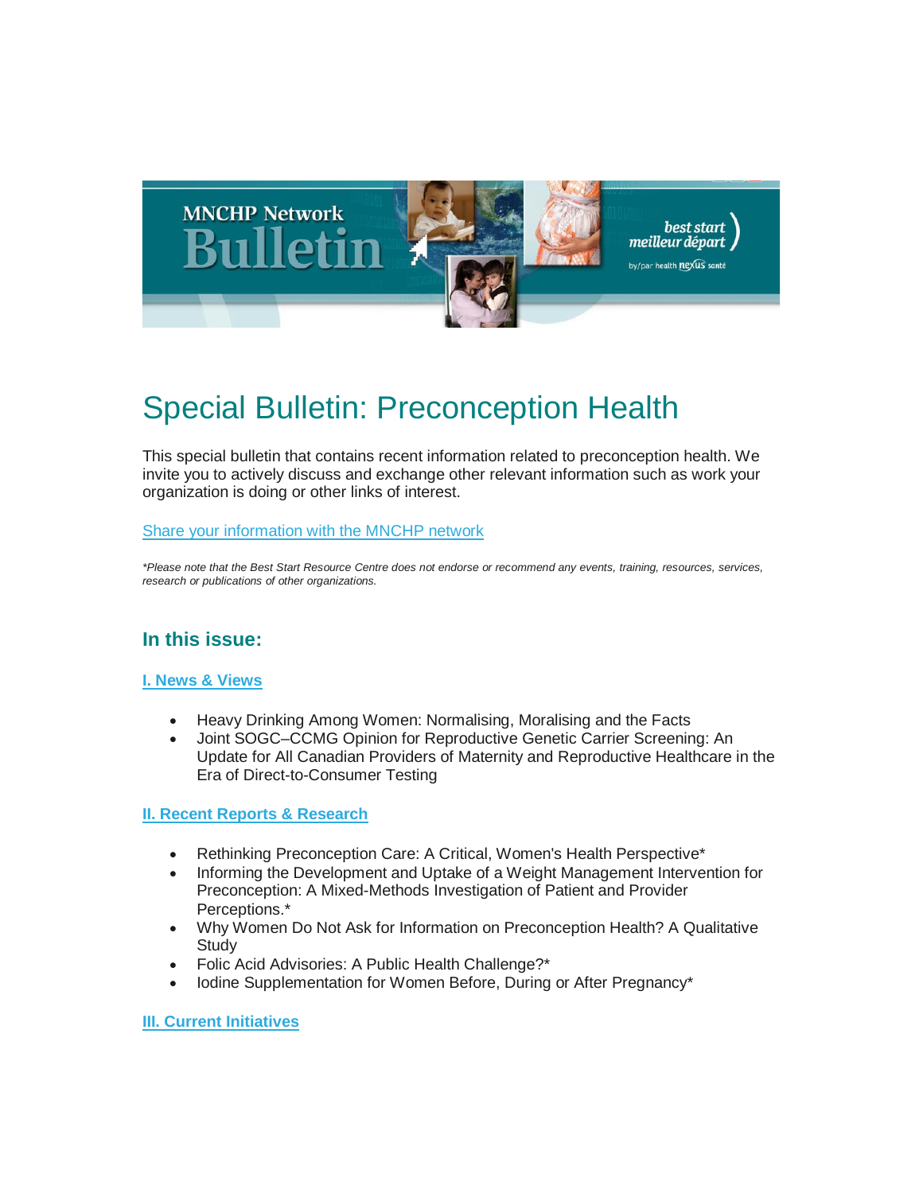# Special Bulletin: Preconception Health

This special bulletin that contains recent information related to preconception health. We invite you to actively discuss and exchange other relevant information such as work your organization is doing or other links of interest.

[Share your information with the MNCHP network]

*\*Please note that the Best Start Resource Centre does not endorse or recommend any events, training, resources, services, research or publications of other organizations.*

## In this issue:

### I. News & Views

- Heavy Drinking Among Women: Normalising, Moralising and the Facts
- Joint SOGC–CCMG Opinion for Reproductive Genetic Carrier Screening: An Update for All Canadian Providers of Maternity and Reproductive Healthcare in the Era of Direct-to-Consumer Testing

### II. Recent Reports & Research

- Rethinking Preconception Care: A Critical, Women's Health Perspective*
- Informing the Development and Uptake of a Weight Management Intervention for Preconception: A Mixed-Methods Investigation of Patient and Provider Perceptions.*
- Why Women Do Not Ask for Information on Preconception Health? A Qualitative Study
- Folic Acid Advisories: A Public Health Challenge?*
- Iodine Supplementation for Women Before, During or After Pregnancy*

### III. Current Initiatives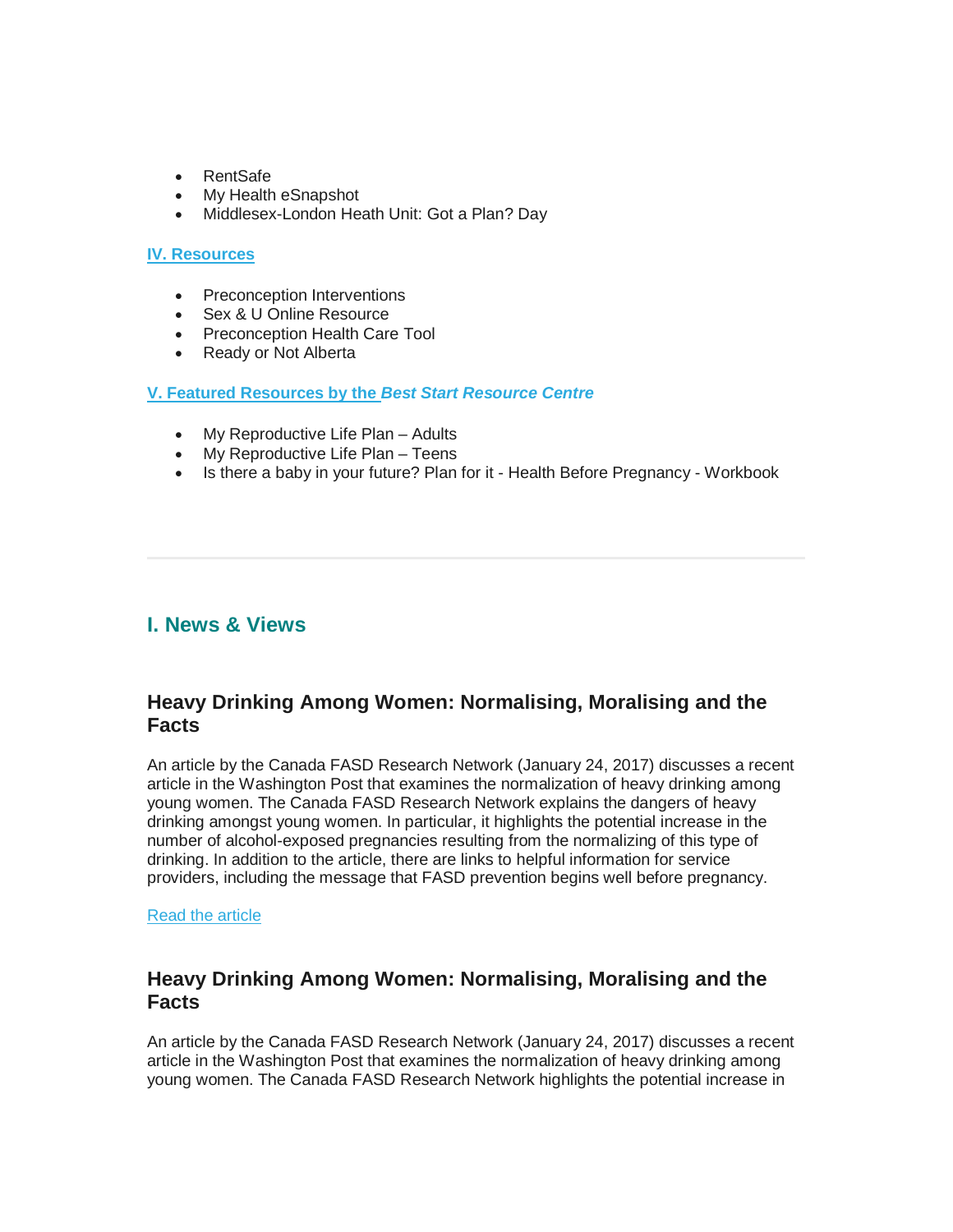- RentSafe
- My Health eSnapshot
- Middlesex-London Heath Unit: Got a Plan? Day

**IV. Resources**

- Preconception Interventions
- Sex & U Online Resource
- Preconception Health Care Tool
- Ready or Not Alberta

**V. Featured Resources by the *Best Start Resource Centre***

- My Reproductive Life Plan – Adults
- My Reproductive Life Plan – Teens
- Is there a baby in your future? Plan for it - Health Before Pregnancy - Workbook

---

## I. News & Views

### Heavy Drinking Among Women: Normalising, Moralising and the Facts

An article by the Canada FASD Research Network (January 24, 2017) discusses a recent article in the Washington Post that examines the normalization of heavy drinking among young women. The Canada FASD Research Network explains the dangers of heavy drinking amongst young women. In particular, it highlights the potential increase in the number of alcohol-exposed pregnancies resulting from the normalizing of this type of drinking. In addition to the article, there are links to helpful information for service providers, including the message that FASD prevention begins well before pregnancy.

Read the article

### Heavy Drinking Among Women: Normalising, Moralising and the Facts

An article by the Canada FASD Research Network (January 24, 2017) discusses a recent article in the Washington Post that examines the normalization of heavy drinking among young women. The Canada FASD Research Network highlights the potential increase in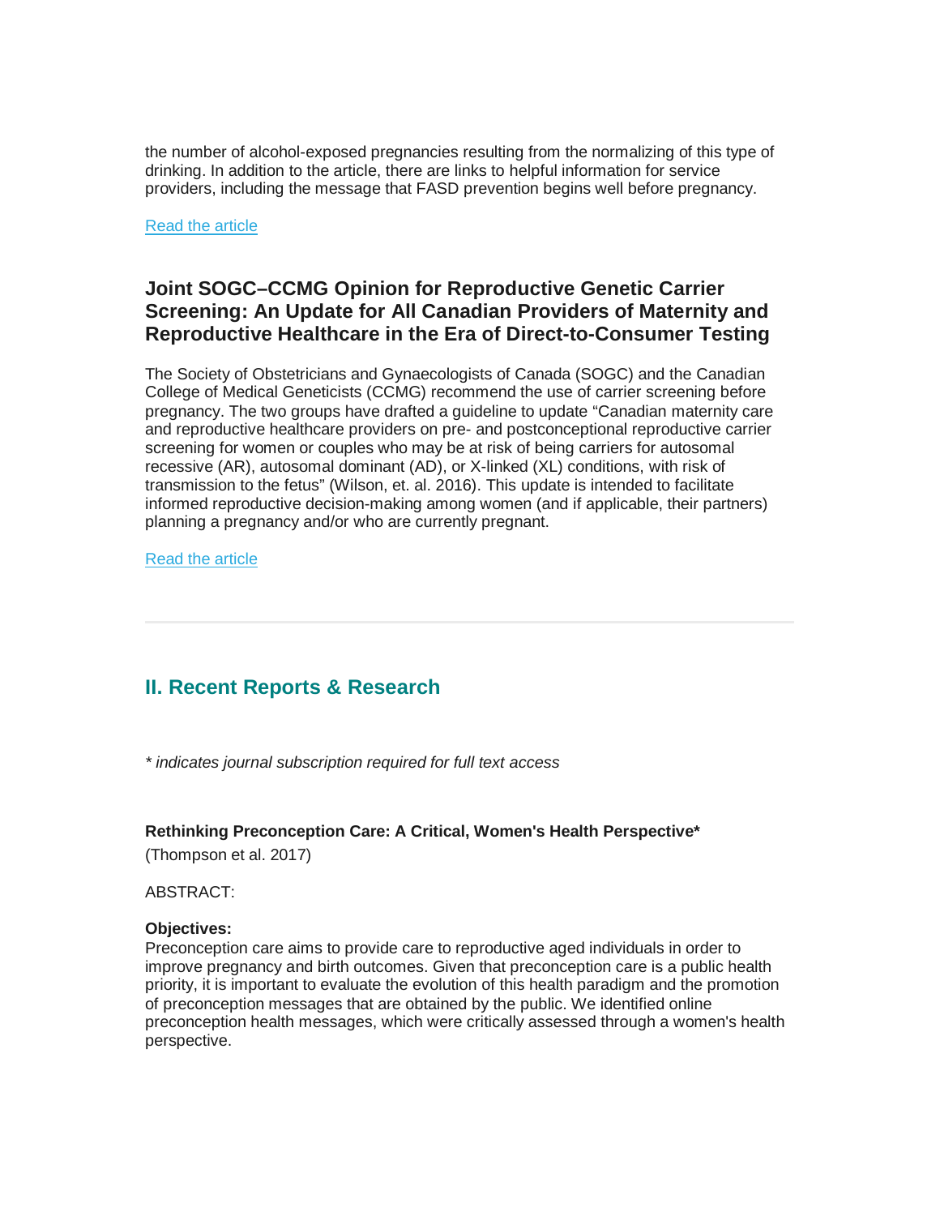the number of alcohol-exposed pregnancies resulting from the normalizing of this type of drinking. In addition to the article, there are links to helpful information for service providers, including the message that FASD prevention begins well before pregnancy.

Read the article

### Joint SOGC–CCMG Opinion for Reproductive Genetic Carrier Screening: An Update for All Canadian Providers of Maternity and Reproductive Healthcare in the Era of Direct-to-Consumer Testing

The Society of Obstetricians and Gynaecologists of Canada (SOGC) and the Canadian College of Medical Geneticists (CCMG) recommend the use of carrier screening before pregnancy. The two groups have drafted a guideline to update "Canadian maternity care and reproductive healthcare providers on pre- and postconceptional reproductive carrier screening for women or couples who may be at risk of being carriers for autosomal recessive (AR), autosomal dominant (AD), or X-linked (XL) conditions, with risk of transmission to the fetus" (Wilson, et. al. 2016). This update is intended to facilitate informed reproductive decision-making among women (and if applicable, their partners) planning a pregnancy and/or who are currently pregnant.

Read the article

---

## II. Recent Reports & Research

*\* indicates journal subscription required for full text access*

**Rethinking Preconception Care: A Critical, Women's Health Perspective***
(Thompson et al. 2017)

ABSTRACT:

**Objectives:**
Preconception care aims to provide care to reproductive aged individuals in order to improve pregnancy and birth outcomes. Given that preconception care is a public health priority, it is important to evaluate the evolution of this health paradigm and the promotion of preconception messages that are obtained by the public. We identified online preconception health messages, which were critically assessed through a women's health perspective.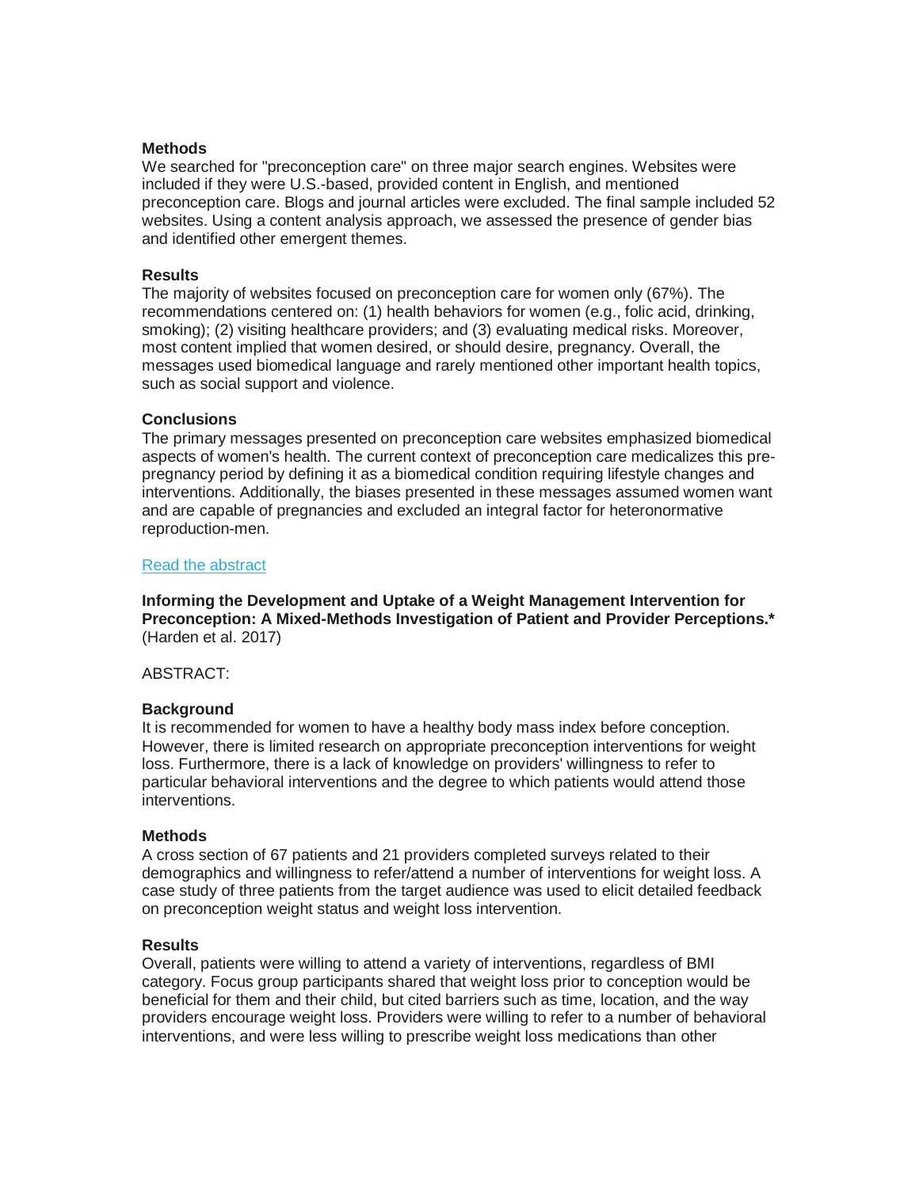**Methods**
We searched for "preconception care" on three major search engines. Websites were included if they were U.S.-based, provided content in English, and mentioned preconception care. Blogs and journal articles were excluded. The final sample included 52 websites. Using a content analysis approach, we assessed the presence of gender bias and identified other emergent themes.

**Results**
The majority of websites focused on preconception care for women only (67%). The recommendations centered on: (1) health behaviors for women (e.g., folic acid, drinking, smoking); (2) visiting healthcare providers; and (3) evaluating medical risks. Moreover, most content implied that women desired, or should desire, pregnancy. Overall, the messages used biomedical language and rarely mentioned other important health topics, such as social support and violence.

**Conclusions**
The primary messages presented on preconception care websites emphasized biomedical aspects of women's health. The current context of preconception care medicalizes this pre-pregnancy period by defining it as a biomedical condition requiring lifestyle changes and interventions. Additionally, the biases presented in these messages assumed women want and are capable of pregnancies and excluded an integral factor for heteronormative reproduction-men.

[Read the abstract]

**Informing the Development and Uptake of a Weight Management Intervention for Preconception: A Mixed-Methods Investigation of Patient and Provider Perceptions.*** (Harden et al. 2017)

ABSTRACT:

**Background**
It is recommended for women to have a healthy body mass index before conception. However, there is limited research on appropriate preconception interventions for weight loss. Furthermore, there is a lack of knowledge on providers' willingness to refer to particular behavioral interventions and the degree to which patients would attend those interventions.

**Methods**
A cross section of 67 patients and 21 providers completed surveys related to their demographics and willingness to refer/attend a number of interventions for weight loss. A case study of three patients from the target audience was used to elicit detailed feedback on preconception weight status and weight loss intervention.

**Results**
Overall, patients were willing to attend a variety of interventions, regardless of BMI category. Focus group participants shared that weight loss prior to conception would be beneficial for them and their child, but cited barriers such as time, location, and the way providers encourage weight loss. Providers were willing to refer to a number of behavioral interventions, and were less willing to prescribe weight loss medications than other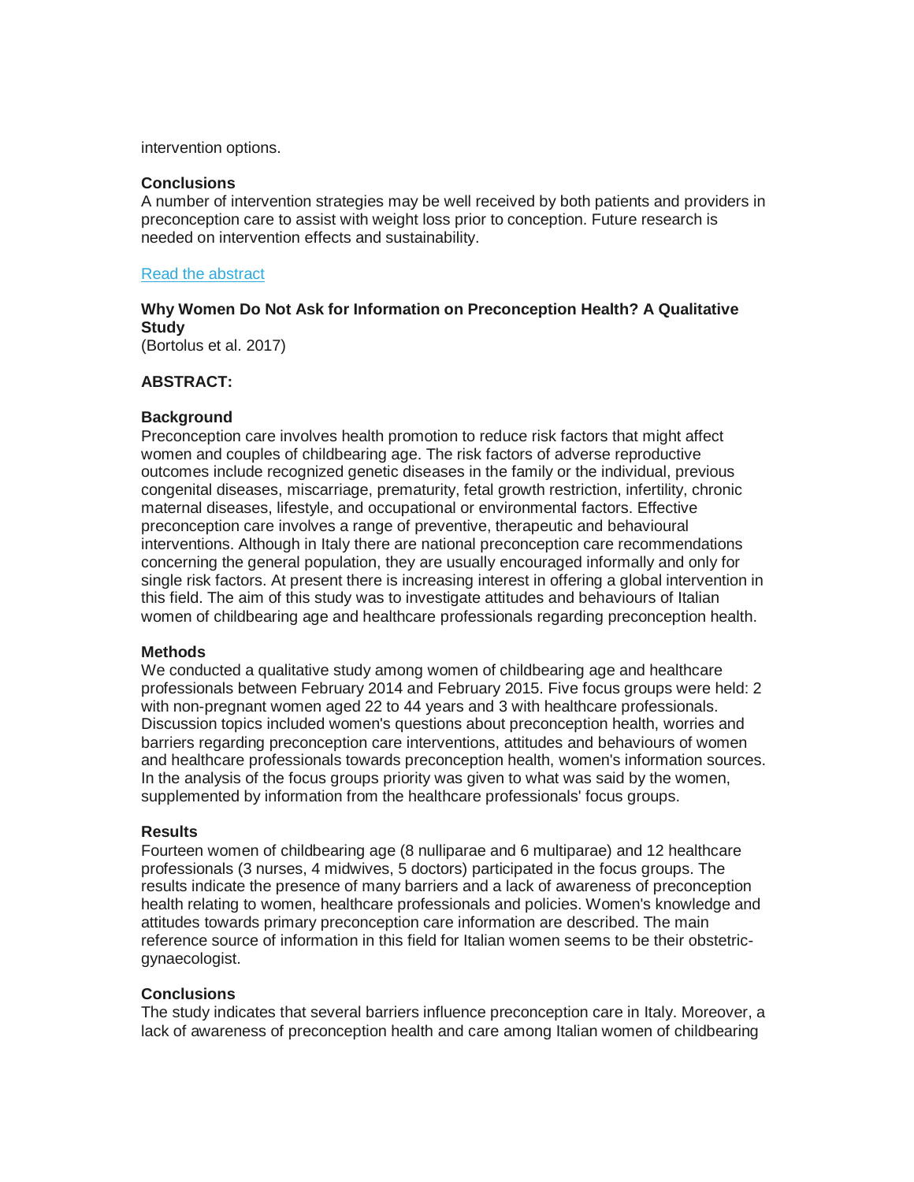intervention options.

**Conclusions**
A number of intervention strategies may be well received by both patients and providers in preconception care to assist with weight loss prior to conception. Future research is needed on intervention effects and sustainability.

[Read the abstract]

**Why Women Do Not Ask for Information on Preconception Health? A Qualitative Study**
(Bortolus et al. 2017)

**ABSTRACT:**

**Background**
Preconception care involves health promotion to reduce risk factors that might affect women and couples of childbearing age. The risk factors of adverse reproductive outcomes include recognized genetic diseases in the family or the individual, previous congenital diseases, miscarriage, prematurity, fetal growth restriction, infertility, chronic maternal diseases, lifestyle, and occupational or environmental factors. Effective preconception care involves a range of preventive, therapeutic and behavioural interventions. Although in Italy there are national preconception care recommendations concerning the general population, they are usually encouraged informally and only for single risk factors. At present there is increasing interest in offering a global intervention in this field. The aim of this study was to investigate attitudes and behaviours of Italian women of childbearing age and healthcare professionals regarding preconception health.

**Methods**
We conducted a qualitative study among women of childbearing age and healthcare professionals between February 2014 and February 2015. Five focus groups were held: 2 with non-pregnant women aged 22 to 44 years and 3 with healthcare professionals. Discussion topics included women's questions about preconception health, worries and barriers regarding preconception care interventions, attitudes and behaviours of women and healthcare professionals towards preconception health, women's information sources. In the analysis of the focus groups priority was given to what was said by the women, supplemented by information from the healthcare professionals' focus groups.

**Results**
Fourteen women of childbearing age (8 nulliparae and 6 multiparae) and 12 healthcare professionals (3 nurses, 4 midwives, 5 doctors) participated in the focus groups. The results indicate the presence of many barriers and a lack of awareness of preconception health relating to women, healthcare professionals and policies. Women's knowledge and attitudes towards primary preconception care information are described. The main reference source of information in this field for Italian women seems to be their obstetric-gynaecologist.

**Conclusions**
The study indicates that several barriers influence preconception care in Italy. Moreover, a lack of awareness of preconception health and care among Italian women of childbearing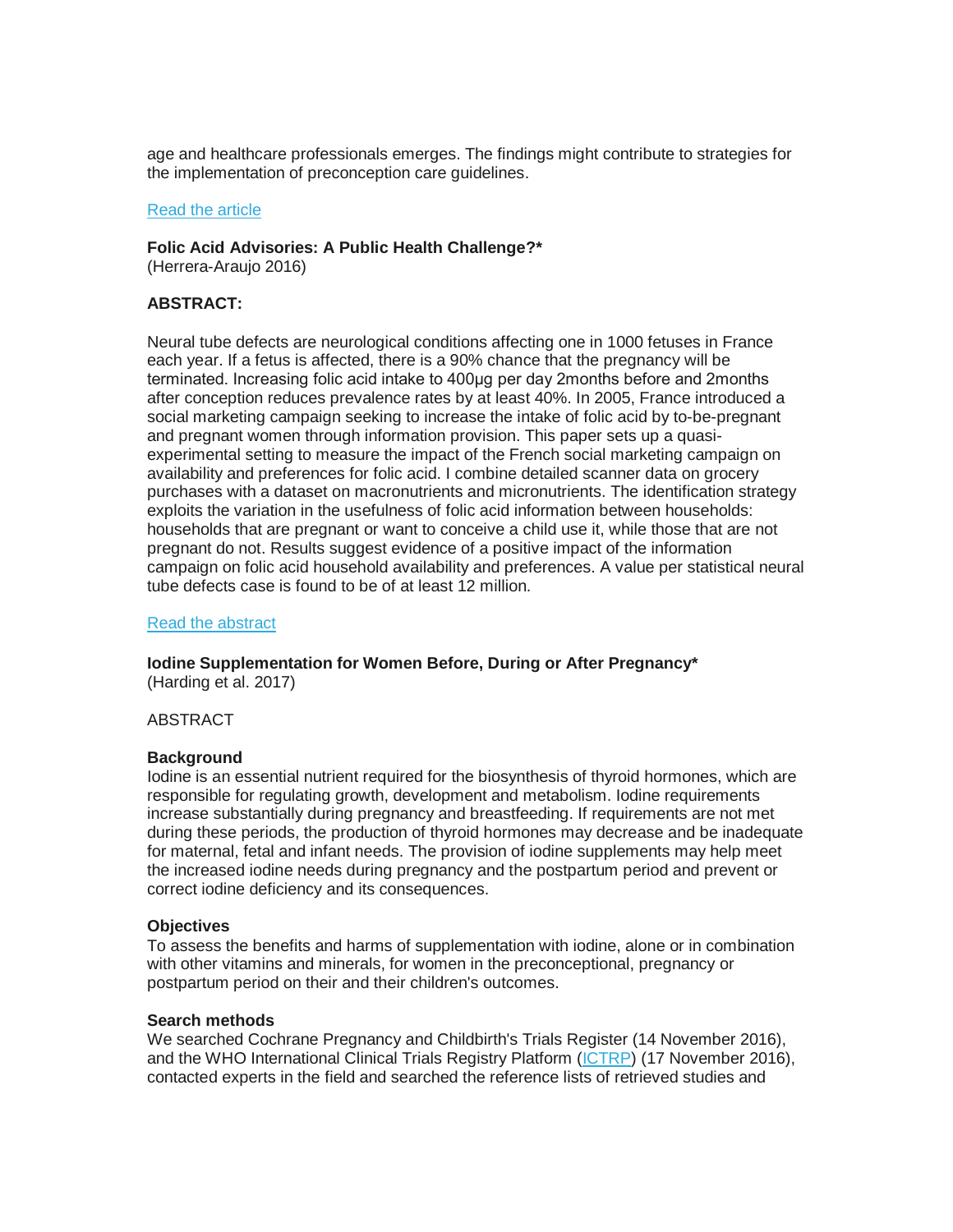age and healthcare professionals emerges. The findings might contribute to strategies for the implementation of preconception care guidelines.

[Read the article]

**Folic Acid Advisories: A Public Health Challenge?***
(Herrera-Araujo 2016)

**ABSTRACT:**

Neural tube defects are neurological conditions affecting one in 1000 fetuses in France each year. If a fetus is affected, there is a 90% chance that the pregnancy will be terminated. Increasing folic acid intake to 400µg per day 2months before and 2months after conception reduces prevalence rates by at least 40%. In 2005, France introduced a social marketing campaign seeking to increase the intake of folic acid by to-be-pregnant and pregnant women through information provision. This paper sets up a quasi-experimental setting to measure the impact of the French social marketing campaign on availability and preferences for folic acid. I combine detailed scanner data on grocery purchases with a dataset on macronutrients and micronutrients. The identification strategy exploits the variation in the usefulness of folic acid information between households: households that are pregnant or want to conceive a child use it, while those that are not pregnant do not. Results suggest evidence of a positive impact of the information campaign on folic acid household availability and preferences. A value per statistical neural tube defects case is found to be of at least 12 million.

[Read the abstract]

**Iodine Supplementation for Women Before, During or After Pregnancy***
(Harding et al. 2017)

ABSTRACT

**Background**
Iodine is an essential nutrient required for the biosynthesis of thyroid hormones, which are responsible for regulating growth, development and metabolism. Iodine requirements increase substantially during pregnancy and breastfeeding. If requirements are not met during these periods, the production of thyroid hormones may decrease and be inadequate for maternal, fetal and infant needs. The provision of iodine supplements may help meet the increased iodine needs during pregnancy and the postpartum period and prevent or correct iodine deficiency and its consequences.

**Objectives**
To assess the benefits and harms of supplementation with iodine, alone or in combination with other vitamins and minerals, for women in the preconceptional, pregnancy or postpartum period on their and their children's outcomes.

**Search methods**
We searched Cochrane Pregnancy and Childbirth's Trials Register (14 November 2016), and the WHO International Clinical Trials Registry Platform (ICTRP) (17 November 2016), contacted experts in the field and searched the reference lists of retrieved studies and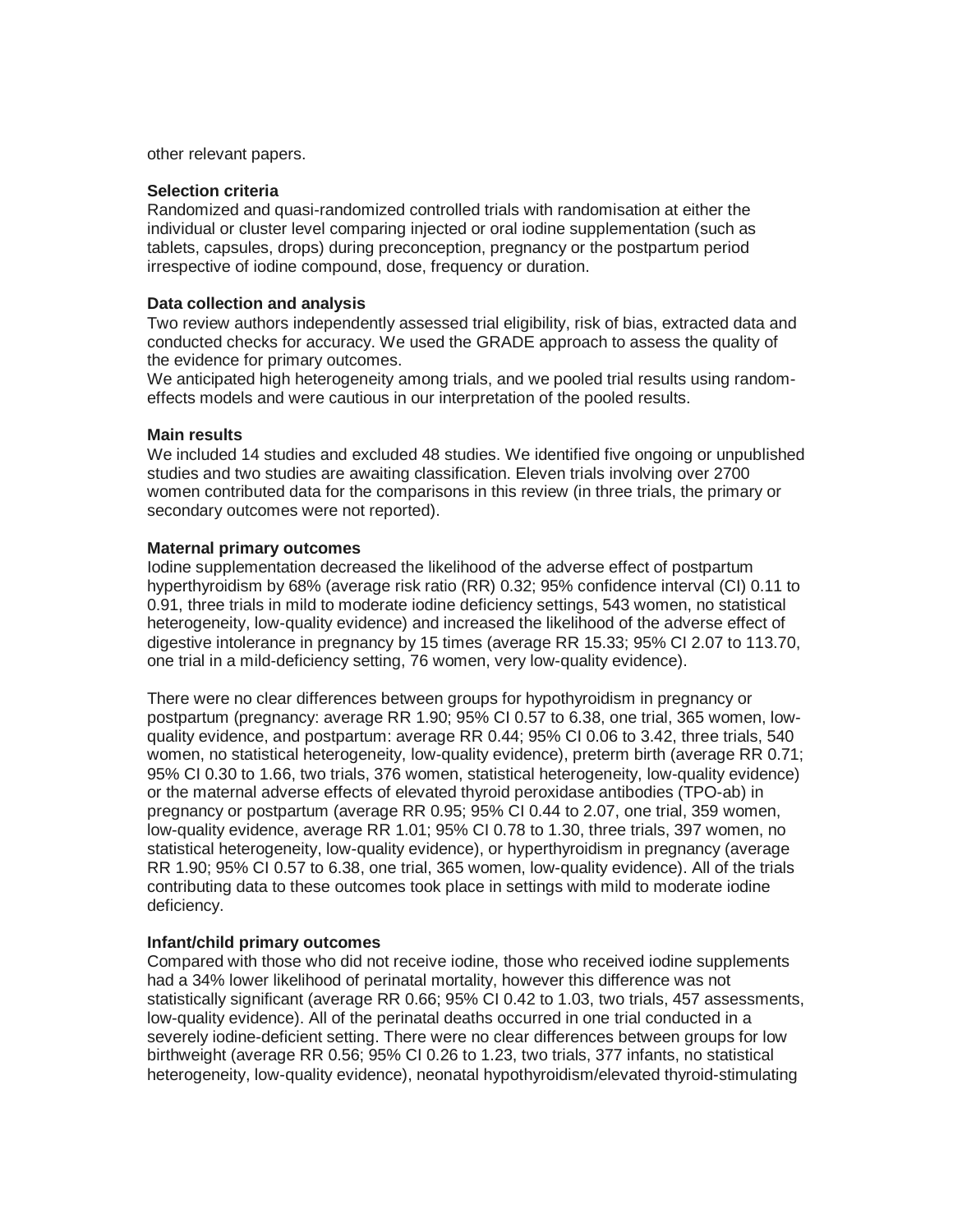other relevant papers.

**Selection criteria**

Randomized and quasi-randomized controlled trials with randomisation at either the individual or cluster level comparing injected or oral iodine supplementation (such as tablets, capsules, drops) during preconception, pregnancy or the postpartum period irrespective of iodine compound, dose, frequency or duration.

**Data collection and analysis**

Two review authors independently assessed trial eligibility, risk of bias, extracted data and conducted checks for accuracy. We used the GRADE approach to assess the quality of the evidence for primary outcomes.

We anticipated high heterogeneity among trials, and we pooled trial results using random-effects models and were cautious in our interpretation of the pooled results.

**Main results**

We included 14 studies and excluded 48 studies. We identified five ongoing or unpublished studies and two studies are awaiting classification. Eleven trials involving over 2700 women contributed data for the comparisons in this review (in three trials, the primary or secondary outcomes were not reported).

**Maternal primary outcomes**

Iodine supplementation decreased the likelihood of the adverse effect of postpartum hyperthyroidism by 68% (average risk ratio (RR) 0.32; 95% confidence interval (CI) 0.11 to 0.91, three trials in mild to moderate iodine deficiency settings, 543 women, no statistical heterogeneity, low-quality evidence) and increased the likelihood of the adverse effect of digestive intolerance in pregnancy by 15 times (average RR 15.33; 95% CI 2.07 to 113.70, one trial in a mild-deficiency setting, 76 women, very low-quality evidence).

There were no clear differences between groups for hypothyroidism in pregnancy or postpartum (pregnancy: average RR 1.90; 95% CI 0.57 to 6.38, one trial, 365 women, low-quality evidence, and postpartum: average RR 0.44; 95% CI 0.06 to 3.42, three trials, 540 women, no statistical heterogeneity, low-quality evidence), preterm birth (average RR 0.71; 95% CI 0.30 to 1.66, two trials, 376 women, statistical heterogeneity, low-quality evidence) or the maternal adverse effects of elevated thyroid peroxidase antibodies (TPO-ab) in pregnancy or postpartum (average RR 0.95; 95% CI 0.44 to 2.07, one trial, 359 women, low-quality evidence, average RR 1.01; 95% CI 0.78 to 1.30, three trials, 397 women, no statistical heterogeneity, low-quality evidence), or hyperthyroidism in pregnancy (average RR 1.90; 95% CI 0.57 to 6.38, one trial, 365 women, low-quality evidence). All of the trials contributing data to these outcomes took place in settings with mild to moderate iodine deficiency.

**Infant/child primary outcomes**

Compared with those who did not receive iodine, those who received iodine supplements had a 34% lower likelihood of perinatal mortality, however this difference was not statistically significant (average RR 0.66; 95% CI 0.42 to 1.03, two trials, 457 assessments, low-quality evidence). All of the perinatal deaths occurred in one trial conducted in a severely iodine-deficient setting. There were no clear differences between groups for low birthweight (average RR 0.56; 95% CI 0.26 to 1.23, two trials, 377 infants, no statistical heterogeneity, low-quality evidence), neonatal hypothyroidism/elevated thyroid-stimulating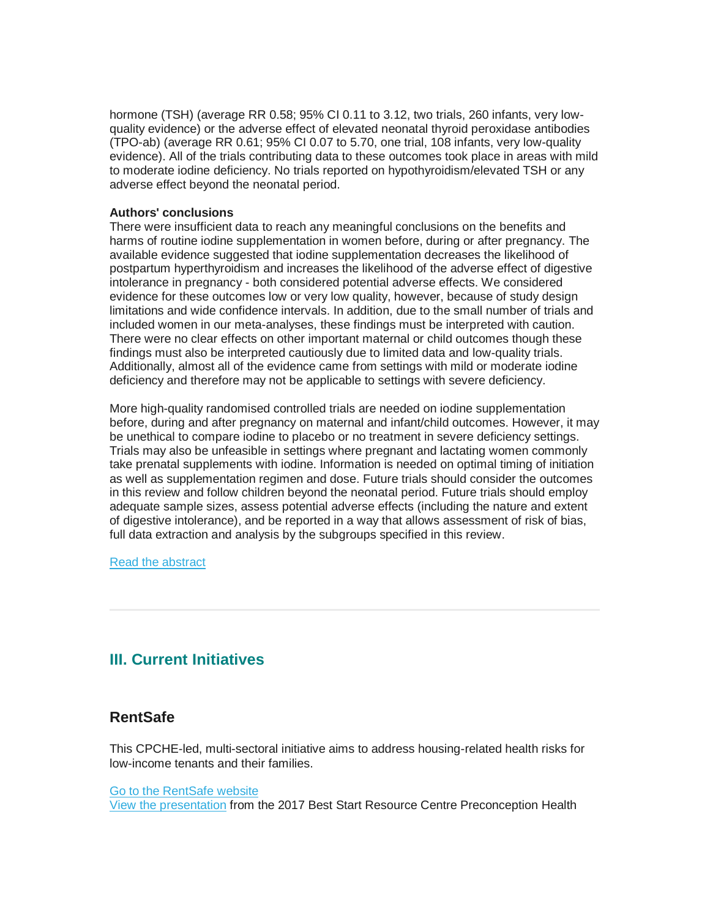hormone (TSH) (average RR 0.58; 95% CI 0.11 to 3.12, two trials, 260 infants, very low-quality evidence) or the adverse effect of elevated neonatal thyroid peroxidase antibodies (TPO-ab) (average RR 0.61; 95% CI 0.07 to 5.70, one trial, 108 infants, very low-quality evidence). All of the trials contributing data to these outcomes took place in areas with mild to moderate iodine deficiency. No trials reported on hypothyroidism/elevated TSH or any adverse effect beyond the neonatal period.

**Authors' conclusions**
There were insufficient data to reach any meaningful conclusions on the benefits and harms of routine iodine supplementation in women before, during or after pregnancy. The available evidence suggested that iodine supplementation decreases the likelihood of postpartum hyperthyroidism and increases the likelihood of the adverse effect of digestive intolerance in pregnancy - both considered potential adverse effects. We considered evidence for these outcomes low or very low quality, however, because of study design limitations and wide confidence intervals. In addition, due to the small number of trials and included women in our meta-analyses, these findings must be interpreted with caution. There were no clear effects on other important maternal or child outcomes though these findings must also be interpreted cautiously due to limited data and low-quality trials. Additionally, almost all of the evidence came from settings with mild or moderate iodine deficiency and therefore may not be applicable to settings with severe deficiency.

More high-quality randomised controlled trials are needed on iodine supplementation before, during and after pregnancy on maternal and infant/child outcomes. However, it may be unethical to compare iodine to placebo or no treatment in severe deficiency settings. Trials may also be unfeasible in settings where pregnant and lactating women commonly take prenatal supplements with iodine. Information is needed on optimal timing of initiation as well as supplementation regimen and dose. Future trials should consider the outcomes in this review and follow children beyond the neonatal period. Future trials should employ adequate sample sizes, assess potential adverse effects (including the nature and extent of digestive intolerance), and be reported in a way that allows assessment of risk of bias, full data extraction and analysis by the subgroups specified in this review.

Read the abstract

---

## III. Current Initiatives

### RentSafe

This CPCHE-led, multi-sectoral initiative aims to address housing-related health risks for low-income tenants and their families.

Go to the RentSafe website
View the presentation from the 2017 Best Start Resource Centre Preconception Health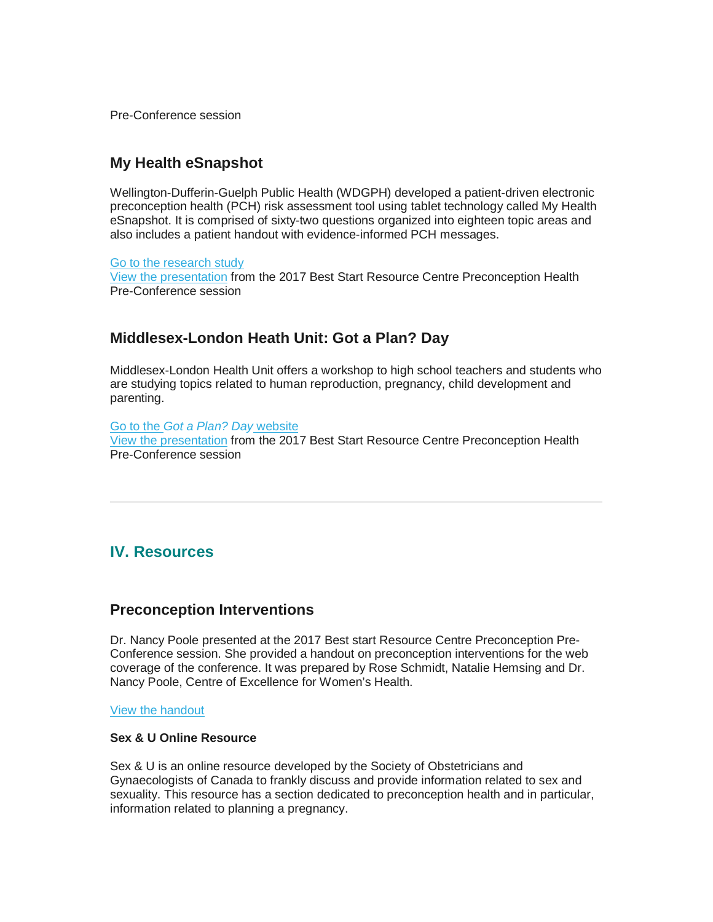Pre-Conference session

### My Health eSnapshot

Wellington-Dufferin-Guelph Public Health (WDGPH) developed a patient-driven electronic preconception health (PCH) risk assessment tool using tablet technology called My Health eSnapshot. It is comprised of sixty-two questions organized into eighteen topic areas and also includes a patient handout with evidence-informed PCH messages.

Go to the research study
View the presentation from the 2017 Best Start Resource Centre Preconception Health Pre-Conference session

### Middlesex-London Heath Unit: Got a Plan? Day

Middlesex-London Health Unit offers a workshop to high school teachers and students who are studying topics related to human reproduction, pregnancy, child development and parenting.

Go to the *Got a Plan? Day* website
View the presentation from the 2017 Best Start Resource Centre Preconception Health Pre-Conference session

---

## IV. Resources

### Preconception Interventions

Dr. Nancy Poole presented at the 2017 Best start Resource Centre Preconception Pre-Conference session. She provided a handout on preconception interventions for the web coverage of the conference. It was prepared by Rose Schmidt, Natalie Hemsing and Dr. Nancy Poole, Centre of Excellence for Women's Health.

View the handout

**Sex & U Online Resource**

Sex & U is an online resource developed by the Society of Obstetricians and Gynaecologists of Canada to frankly discuss and provide information related to sex and sexuality. This resource has a section dedicated to preconception health and in particular, information related to planning a pregnancy.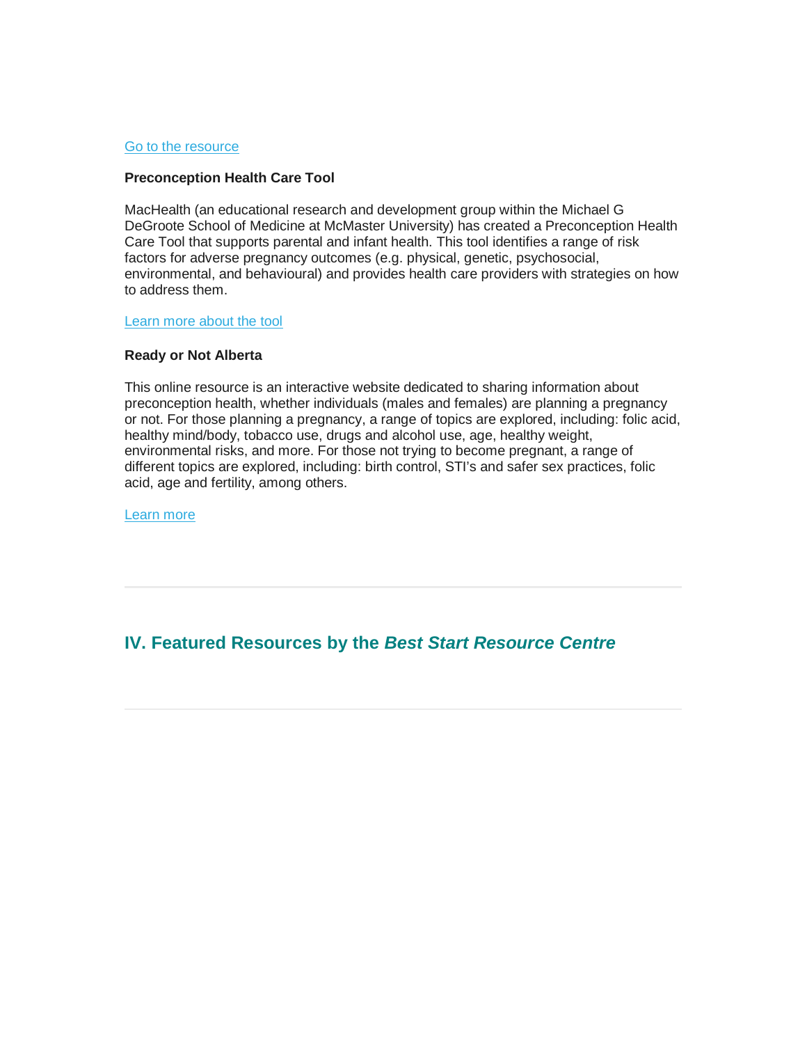Go to the resource

**Preconception Health Care Tool**

MacHealth (an educational research and development group within the Michael G DeGroote School of Medicine at McMaster University) has created a Preconception Health Care Tool that supports parental and infant health. This tool identifies a range of risk factors for adverse pregnancy outcomes (e.g. physical, genetic, psychosocial, environmental, and behavioural) and provides health care providers with strategies on how to address them.

Learn more about the tool

**Ready or Not Alberta**

This online resource is an interactive website dedicated to sharing information about preconception health, whether individuals (males and females) are planning a pregnancy or not. For those planning a pregnancy, a range of topics are explored, including: folic acid, healthy mind/body, tobacco use, drugs and alcohol use, age, healthy weight, environmental risks, and more. For those not trying to become pregnant, a range of different topics are explored, including: birth control, STI's and safer sex practices, folic acid, age and fertility, among others.

Learn more

---

## IV. Featured Resources by the *Best Start Resource Centre*

---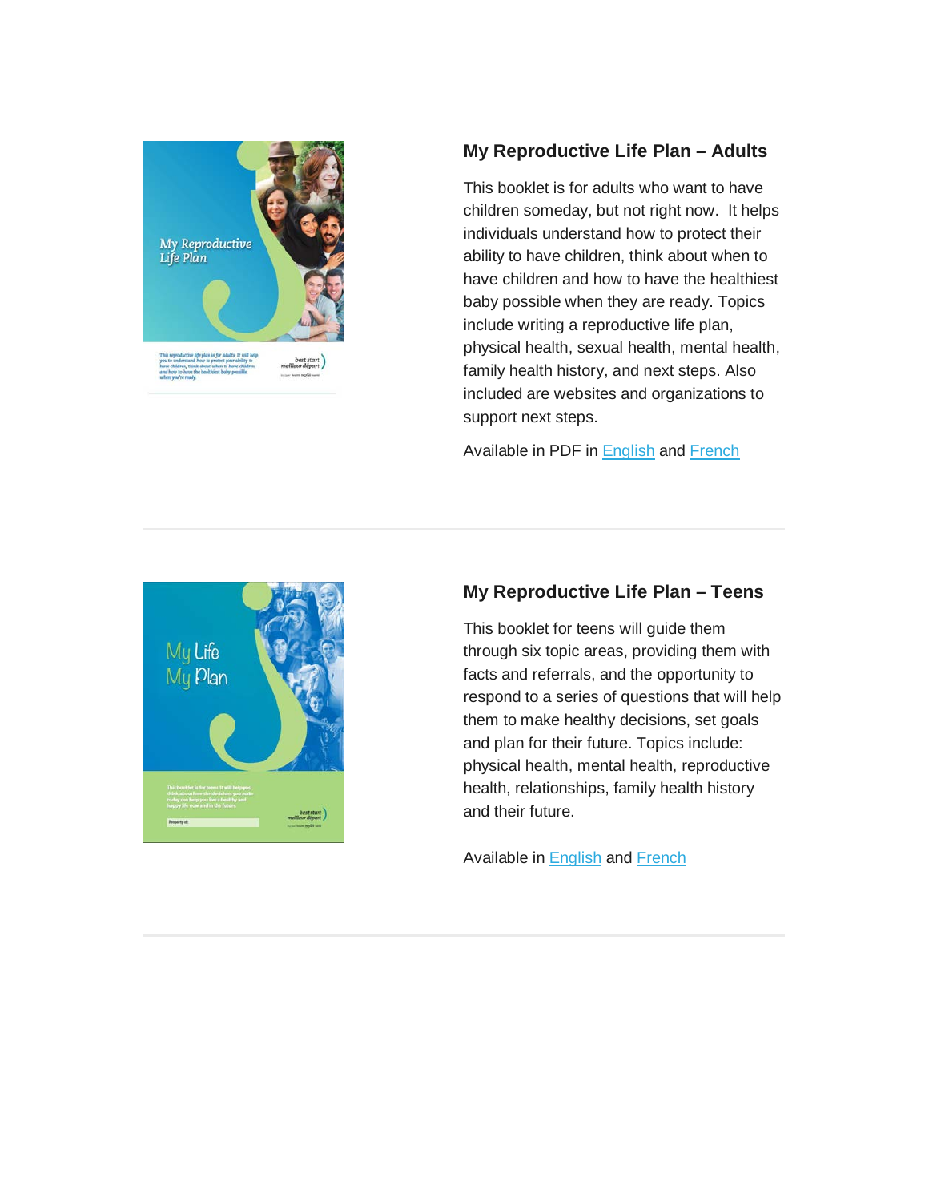### My Reproductive Life Plan – Adults

This booklet is for adults who want to have children someday, but not right now. It helps individuals understand how to protect their ability to have children, think about when to have children and how to have the healthiest baby possible when they are ready. Topics include writing a reproductive life plan, physical health, sexual health, mental health, family health history, and next steps. Also included are websites and organizations to support next steps.

Available in PDF in English and French

---

### My Reproductive Life Plan – Teens

This booklet for teens will guide them through six topic areas, providing them with facts and referrals, and the opportunity to respond to a series of questions that will help them to make healthy decisions, set goals and plan for their future. Topics include: physical health, mental health, reproductive health, relationships, family health history and their future.

Available in English and French

---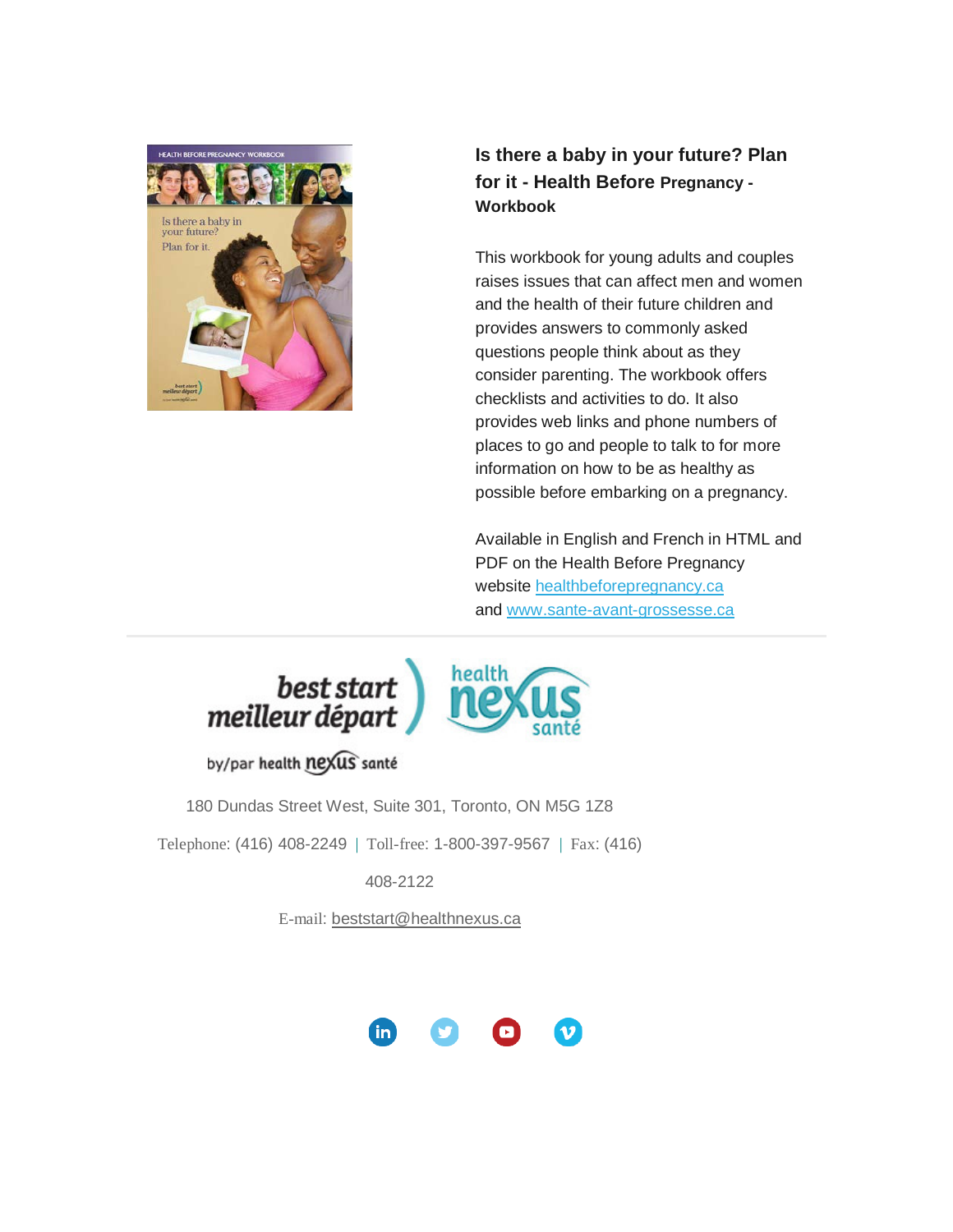### Is there a baby in your future? Plan for it - Health Before Pregnancy - Workbook

This workbook for young adults and couples raises issues that can affect men and women and the health of their future children and provides answers to commonly asked questions people think about as they consider parenting. The workbook offers checklists and activities to do. It also provides web links and phone numbers of places to go and people to talk to for more information on how to be as healthy as possible before embarking on a pregnancy.

Available in English and French in HTML and PDF on the Health Before Pregnancy website healthbeforepregnancy.ca and www.sante-avant-grossesse.ca

---

180 Dundas Street West, Suite 301, Toronto, ON M5G 1Z8

Telephone: (416) 408-2249 | Toll-free: 1-800-397-9567 | Fax: (416) 408-2122

E-mail: beststart@healthnexus.ca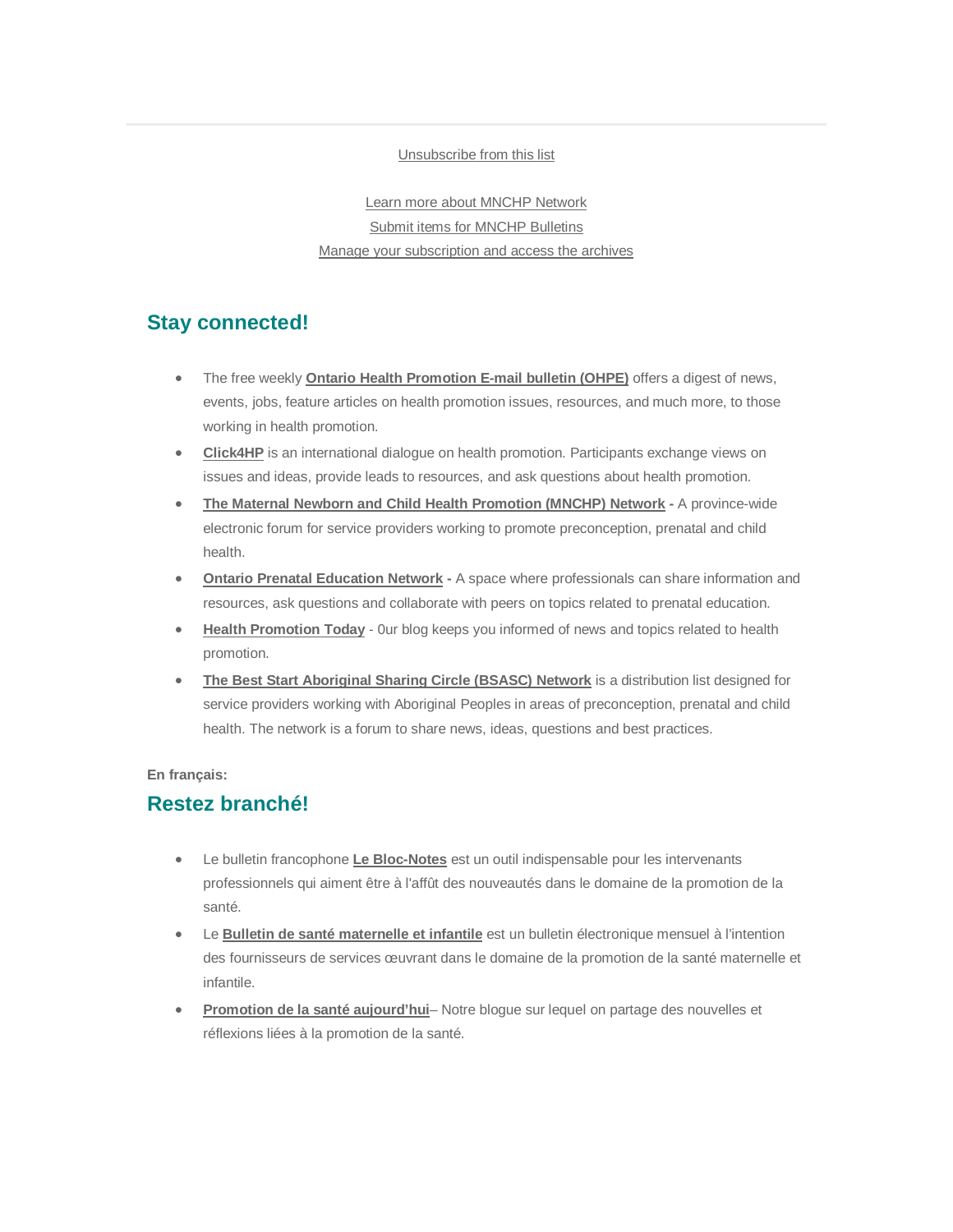Unsubscribe from this list

Learn more about MNCHP Network
Submit items for MNCHP Bulletins
Manage your subscription and access the archives

## Stay connected!

- The free weekly **Ontario Health Promotion E-mail bulletin (OHPE)** offers a digest of news, events, jobs, feature articles on health promotion issues, resources, and much more, to those working in health promotion.
- **Click4HP** is an international dialogue on health promotion. Participants exchange views on issues and ideas, provide leads to resources, and ask questions about health promotion.
- **The Maternal Newborn and Child Health Promotion (MNCHP) Network -** A province-wide electronic forum for service providers working to promote preconception, prenatal and child health.
- **Ontario Prenatal Education Network -** A space where professionals can share information and resources, ask questions and collaborate with peers on topics related to prenatal education.
- **Health Promotion Today** - 0ur blog keeps you informed of news and topics related to health promotion.
- **The Best Start Aboriginal Sharing Circle (BSASC) Network** is a distribution list designed for service providers working with Aboriginal Peoples in areas of preconception, prenatal and child health. The network is a forum to share news, ideas, questions and best practices.

**En français:**

## Restez branché!

- Le bulletin francophone **Le Bloc-Notes** est un outil indispensable pour les intervenants professionnels qui aiment être à l'affût des nouveautés dans le domaine de la promotion de la santé.
- Le **Bulletin de santé maternelle et infantile** est un bulletin électronique mensuel à l'intention des fournisseurs de services œuvrant dans le domaine de la promotion de la santé maternelle et infantile.
- **Promotion de la santé aujourd'hui**– Notre blogue sur lequel on partage des nouvelles et réflexions liées à la promotion de la santé.